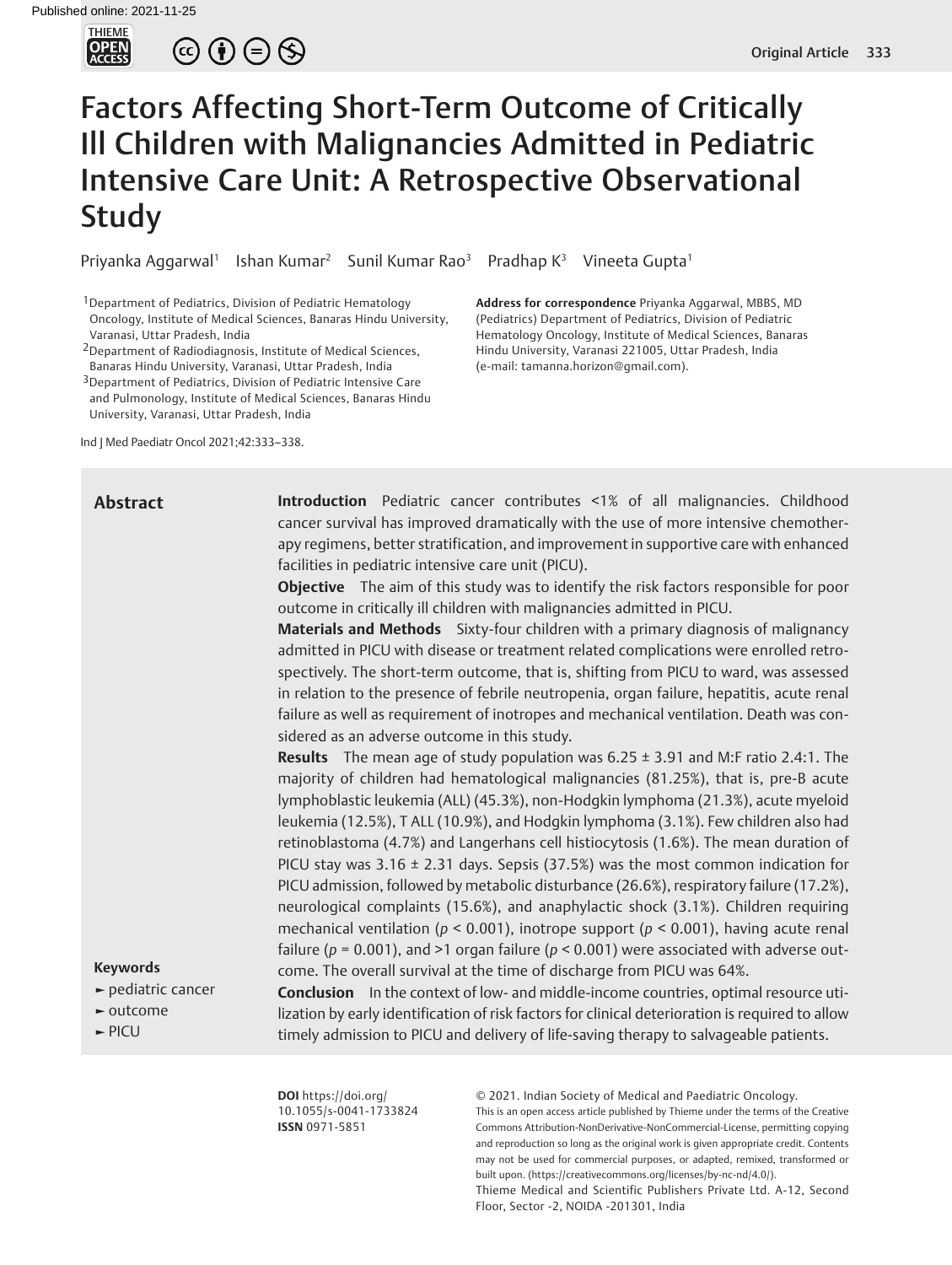# Factors Affecting Short-Term Outcome of Critically Ill Children with Malignancies Admitted in Pediatric Intensive Care Unit: A Retrospective Observational Study

Priyanka Aggarwal[1] Ishan Kumar[2] Sunil Kumar Rao[3] Pradhap K[3] Vineeta Gupta[1]

[1]Department of Pediatrics, Division of Pediatric Hematology Oncology, Institute of Medical Sciences, Banaras Hindu University, Varanasi, Uttar Pradesh, India

[2]Department of Radiodiagnosis, Institute of Medical Sciences, Banaras Hindu University, Varanasi, Uttar Pradesh, India

[3]Department of Pediatrics, Division of Pediatric Intensive Care and Pulmonology, Institute of Medical Sciences, Banaras Hindu University, Varanasi, Uttar Pradesh, India

**Address for correspondence** Priyanka Aggarwal, MBBS, MD (Pediatrics) Department of Pediatrics, Division of Pediatric Hematology Oncology, Institute of Medical Sciences, Banaras Hindu University, Varanasi 221005, Uttar Pradesh, India (e-mail: tamanna.horizon@gmail.com).

Ind J Med Paediatr Oncol 2021;42:333–338.

## Abstract

**Introduction** Pediatric cancer contributes <1% of all malignancies. Childhood cancer survival has improved dramatically with the use of more intensive chemotherapy regimens, better stratification, and improvement in supportive care with enhanced facilities in pediatric intensive care unit (PICU).

**Objective** The aim of this study was to identify the risk factors responsible for poor outcome in critically ill children with malignancies admitted in PICU.

**Materials and Methods** Sixty-four children with a primary diagnosis of malignancy admitted in PICU with disease or treatment related complications were enrolled retrospectively. The short-term outcome, that is, shifting from PICU to ward, was assessed in relation to the presence of febrile neutropenia, organ failure, hepatitis, acute renal failure as well as requirement of inotropes and mechanical ventilation. Death was considered as an adverse outcome in this study.

**Results** The mean age of study population was 6.25 ± 3.91 and M:F ratio 2.4:1. The majority of children had hematological malignancies (81.25%), that is, pre-B acute lymphoblastic leukemia (ALL) (45.3%), non-Hodgkin lymphoma (21.3%), acute myeloid leukemia (12.5%), T ALL (10.9%), and Hodgkin lymphoma (3.1%). Few children also had retinoblastoma (4.7%) and Langerhans cell histiocytosis (1.6%). The mean duration of PICU stay was 3.16 ± 2.31 days. Sepsis (37.5%) was the most common indication for PICU admission, followed by metabolic disturbance (26.6%), respiratory failure (17.2%), neurological complaints (15.6%), and anaphylactic shock (3.1%). Children requiring mechanical ventilation ($p < 0.001$), inotrope support ($p < 0.001$), having acute renal failure ($p = 0.001$), and >1 organ failure ($p < 0.001$) were associated with adverse outcome. The overall survival at the time of discharge from PICU was 64%.

**Conclusion** In the context of low- and middle-income countries, optimal resource utilization by early identification of risk factors for clinical deterioration is required to allow timely admission to PICU and delivery of life-saving therapy to salvageable patients.

**Keywords**

- pediatric cancer
- outcome
- PICU

**DOI** https://doi.org/10.1055/s-0041-1733824
**ISSN** 0971-5851

© 2021. Indian Society of Medical and Paediatric Oncology.
This is an open access article published by Thieme under the terms of the Creative Commons Attribution-NonDerivative-NonCommercial-License, permitting copying and reproduction so long as the original work is given appropriate credit. Contents may not be used for commercial purposes, or adapted, remixed, transformed or built upon. (https://creativecommons.org/licenses/by-nc-nd/4.0/).
Thieme Medical and Scientific Publishers Private Ltd. A-12, Second Floor, Sector -2, NOIDA -201301, India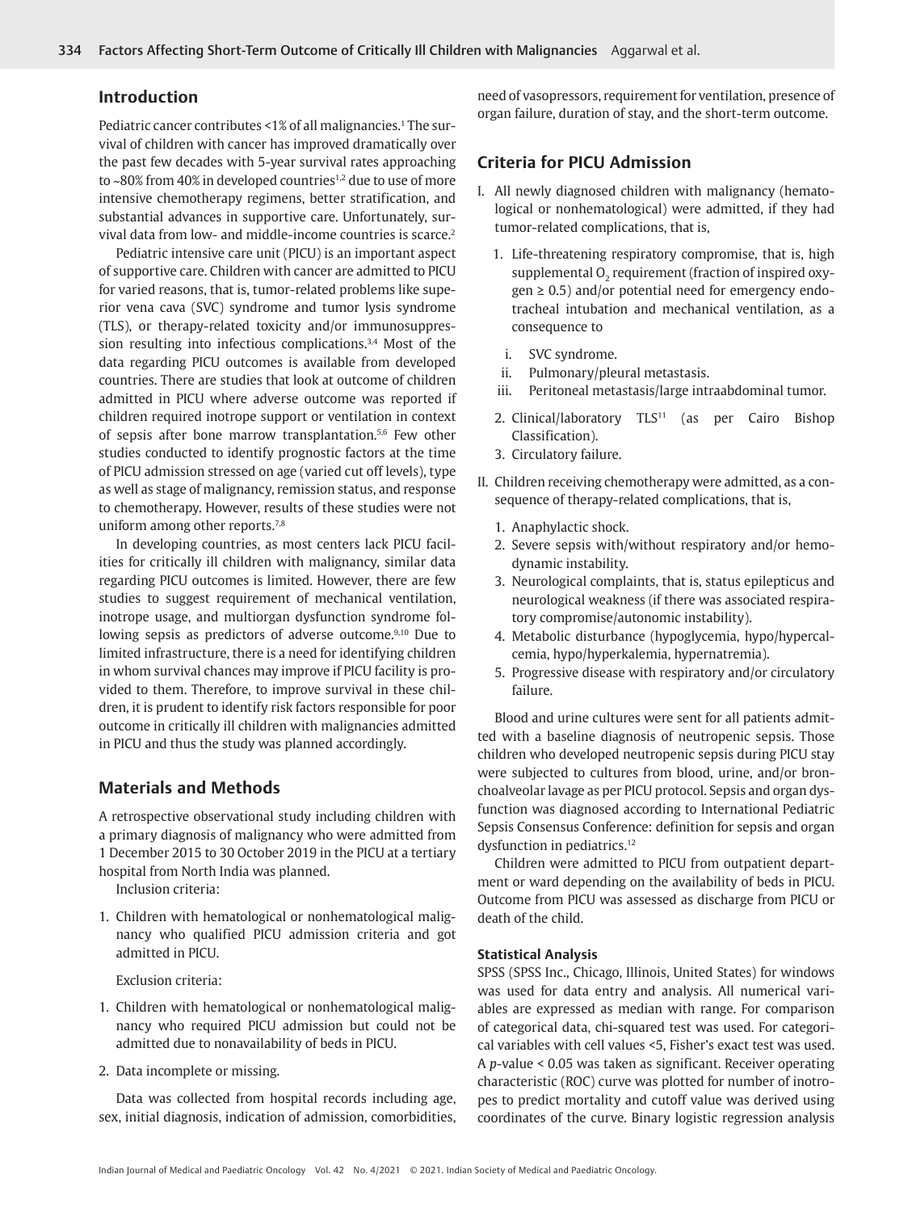## Introduction

Pediatric cancer contributes <1% of all malignancies.[1] The survival of children with cancer has improved dramatically over the past few decades with 5-year survival rates approaching to ~80% from 40% in developed countries[1,2] due to use of more intensive chemotherapy regimens, better stratification, and substantial advances in supportive care. Unfortunately, survival data from low- and middle-income countries is scarce.[2]

Pediatric intensive care unit (PICU) is an important aspect of supportive care. Children with cancer are admitted to PICU for varied reasons, that is, tumor-related problems like superior vena cava (SVC) syndrome and tumor lysis syndrome (TLS), or therapy-related toxicity and/or immunosuppression resulting into infectious complications.[3,4] Most of the data regarding PICU outcomes is available from developed countries. There are studies that look at outcome of children admitted in PICU where adverse outcome was reported if children required inotrope support or ventilation in context of sepsis after bone marrow transplantation.[5,6] Few other studies conducted to identify prognostic factors at the time of PICU admission stressed on age (varied cut off levels), type as well as stage of malignancy, remission status, and response to chemotherapy. However, results of these studies were not uniform among other reports.[7,8]

In developing countries, as most centers lack PICU facilities for critically ill children with malignancy, similar data regarding PICU outcomes is limited. However, there are few studies to suggest requirement of mechanical ventilation, inotrope usage, and multiorgan dysfunction syndrome following sepsis as predictors of adverse outcome.[9,10] Due to limited infrastructure, there is a need for identifying children in whom survival chances may improve if PICU facility is provided to them. Therefore, to improve survival in these children, it is prudent to identify risk factors responsible for poor outcome in critically ill children with malignancies admitted in PICU and thus the study was planned accordingly.

## Materials and Methods

A retrospective observational study including children with a primary diagnosis of malignancy who were admitted from 1 December 2015 to 30 October 2019 in the PICU at a tertiary hospital from North India was planned.

Inclusion criteria:

1. Children with hematological or nonhematological malignancy who qualified PICU admission criteria and got admitted in PICU.

Exclusion criteria:

1. Children with hematological or nonhematological malignancy who required PICU admission but could not be admitted due to nonavailability of beds in PICU.
2. Data incomplete or missing.

Data was collected from hospital records including age, sex, initial diagnosis, indication of admission, comorbidities, need of vasopressors, requirement for ventilation, presence of organ failure, duration of stay, and the short-term outcome.

## Criteria for PICU Admission

I. All newly diagnosed children with malignancy (hematological or nonhematological) were admitted, if they had tumor-related complications, that is,

1. Life-threatening respiratory compromise, that is, high supplemental $O_2$ requirement (fraction of inspired oxygen ≥ 0.5) and/or potential need for emergency endotracheal intubation and mechanical ventilation, as a consequence to
   i. SVC syndrome.
   ii. Pulmonary/pleural metastasis.
   iii. Peritoneal metastasis/large intraabdominal tumor.
2. Clinical/laboratory TLS[11] (as per Cairo Bishop Classification).
3. Circulatory failure.

II. Children receiving chemotherapy were admitted, as a consequence of therapy-related complications, that is,

1. Anaphylactic shock.
2. Severe sepsis with/without respiratory and/or hemodynamic instability.
3. Neurological complaints, that is, status epilepticus and neurological weakness (if there was associated respiratory compromise/autonomic instability).
4. Metabolic disturbance (hypoglycemia, hypo/hypercalcemia, hypo/hyperkalemia, hypernatremia).
5. Progressive disease with respiratory and/or circulatory failure.

Blood and urine cultures were sent for all patients admitted with a baseline diagnosis of neutropenic sepsis. Those children who developed neutropenic sepsis during PICU stay were subjected to cultures from blood, urine, and/or bronchoalveolar lavage as per PICU protocol. Sepsis and organ dysfunction was diagnosed according to International Pediatric Sepsis Consensus Conference: definition for sepsis and organ dysfunction in pediatrics.[12]

Children were admitted to PICU from outpatient department or ward depending on the availability of beds in PICU. Outcome from PICU was assessed as discharge from PICU or death of the child.

### Statistical Analysis

SPSS (SPSS Inc., Chicago, Illinois, United States) for windows was used for data entry and analysis. All numerical variables are expressed as median with range. For comparison of categorical data, chi-squared test was used. For categorical variables with cell values <5, Fisher's exact test was used. A $p$-value < 0.05 was taken as significant. Receiver operating characteristic (ROC) curve was plotted for number of inotropes to predict mortality and cutoff value was derived using coordinates of the curve. Binary logistic regression analysis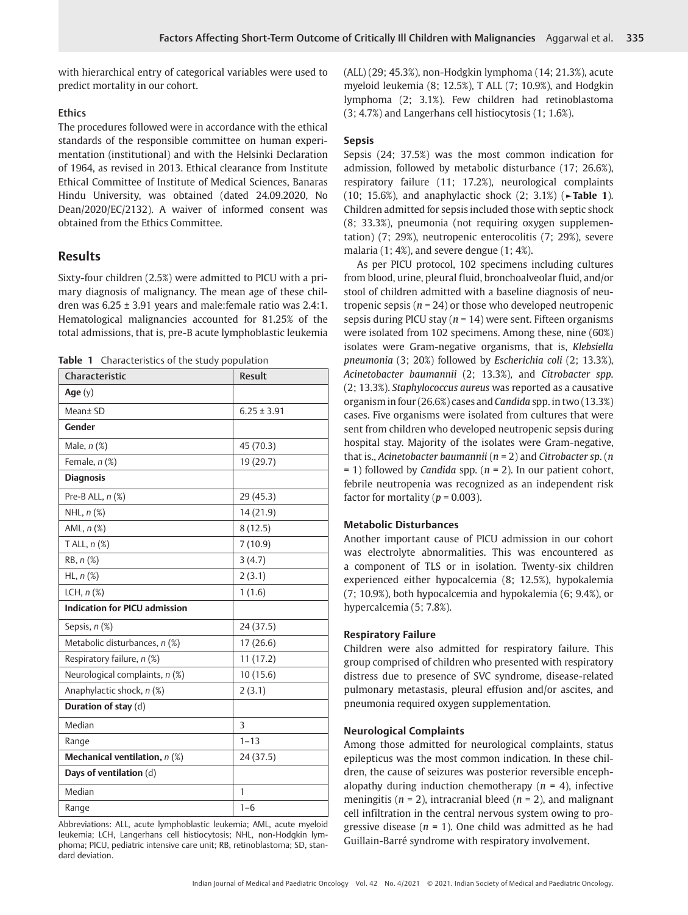with hierarchical entry of categorical variables were used to predict mortality in our cohort.

### Ethics

The procedures followed were in accordance with the ethical standards of the responsible committee on human experimentation (institutional) and with the Helsinki Declaration of 1964, as revised in 2013. Ethical clearance from Institute Ethical Committee of Institute of Medical Sciences, Banaras Hindu University, was obtained (dated 24.09.2020, No Dean/2020/EC/2132). A waiver of informed consent was obtained from the Ethics Committee.

## Results

Sixty-four children (2.5%) were admitted to PICU with a primary diagnosis of malignancy. The mean age of these children was 6.25 ± 3.91 years and male:female ratio was 2.4:1. Hematological malignancies accounted for 81.25% of the total admissions, that is, pre-B acute lymphoblastic leukemia (ALL) (29; 45.3%), non-Hodgkin lymphoma (14; 21.3%), acute myeloid leukemia (8; 12.5%), T ALL (7; 10.9%), and Hodgkin lymphoma (2; 3.1%). Few children had retinoblastoma (3; 4.7%) and Langerhans cell histiocytosis (1; 1.6%).

**Table 1** Characteristics of the study population

| Characteristic | Result |
|---|---|
| **Age** (y) | |
| Mean± SD | 6.25 ± 3.91 |
| **Gender** | |
| Male, *n* (%) | 45 (70.3) |
| Female, *n* (%) | 19 (29.7) |
| **Diagnosis** | |
| Pre-B ALL, *n* (%) | 29 (45.3) |
| NHL, *n* (%) | 14 (21.9) |
| AML, *n* (%) | 8 (12.5) |
| T ALL, *n* (%) | 7 (10.9) |
| RB, *n* (%) | 3 (4.7) |
| HL, *n* (%) | 2 (3.1) |
| LCH, *n* (%) | 1 (1.6) |
| **Indication for PICU admission** | |
| Sepsis, *n* (%) | 24 (37.5) |
| Metabolic disturbances, *n* (%) | 17 (26.6) |
| Respiratory failure, *n* (%) | 11 (17.2) |
| Neurological complaints, *n* (%) | 10 (15.6) |
| Anaphylactic shock, *n* (%) | 2 (3.1) |
| **Duration of stay** (d) | |
| Median | 3 |
| Range | 1–13 |
| **Mechanical ventilation,** *n* (%) | 24 (37.5) |
| **Days of ventilation** (d) | |
| Median | 1 |
| Range | 1–6 |

Abbreviations: ALL, acute lymphoblastic leukemia; AML, acute myeloid leukemia; LCH, Langerhans cell histiocytosis; NHL, non-Hodgkin lymphoma; PICU, pediatric intensive care unit; RB, retinoblastoma; SD, standard deviation.

### Sepsis

Sepsis (24; 37.5%) was the most common indication for admission, followed by metabolic disturbance (17; 26.6%), respiratory failure (11; 17.2%), neurological complaints (10; 15.6%), and anaphylactic shock (2; 3.1%) (**►Table 1**). Children admitted for sepsis included those with septic shock (8; 33.3%), pneumonia (not requiring oxygen supplementation) (7; 29%), neutropenic enterocolitis (7; 29%), severe malaria (1; 4%), and severe dengue (1; 4%).

As per PICU protocol, 102 specimens including cultures from blood, urine, pleural fluid, bronchoalveolar fluid, and/or stool of children admitted with a baseline diagnosis of neutropenic sepsis ($n = 24$) or those who developed neutropenic sepsis during PICU stay ($n = 14$) were sent. Fifteen organisms were isolated from 102 specimens. Among these, nine (60%) isolates were Gram-negative organisms, that is, *Klebsiella pneumonia* (3; 20%) followed by *Escherichia coli* (2; 13.3%), *Acinetobacter baumannii* (2; 13.3%), and *Citrobacter spp.* (2; 13.3%). *Staphylococcus aureus* was reported as a causative organism in four (26.6%) cases and *Candida* spp. in two (13.3%) cases. Five organisms were isolated from cultures that were sent from children who developed neutropenic sepsis during hospital stay. Majority of the isolates were Gram-negative, that is., *Acinetobacter baumannii* ($n = 2$) and *Citrobacter sp.* ($n = 1$) followed by *Candida* spp. ($n = 2$). In our patient cohort, febrile neutropenia was recognized as an independent risk factor for mortality ($p = 0.003$).

### Metabolic Disturbances

Another important cause of PICU admission in our cohort was electrolyte abnormalities. This was encountered as a component of TLS or in isolation. Twenty-six children experienced either hypocalcemia (8; 12.5%), hypokalemia (7; 10.9%), both hypocalcemia and hypokalemia (6; 9.4%), or hypercalcemia (5; 7.8%).

### Respiratory Failure

Children were also admitted for respiratory failure. This group comprised of children who presented with respiratory distress due to presence of SVC syndrome, disease-related pulmonary metastasis, pleural effusion and/or ascites, and pneumonia required oxygen supplementation.

### Neurological Complaints

Among those admitted for neurological complaints, status epilepticus was the most common indication. In these children, the cause of seizures was posterior reversible encephalopathy during induction chemotherapy ($n = 4$), infective meningitis ($n = 2$), intracranial bleed ($n = 2$), and malignant cell infiltration in the central nervous system owing to progressive disease ($n = 1$). One child was admitted as he had Guillain-Barré syndrome with respiratory involvement.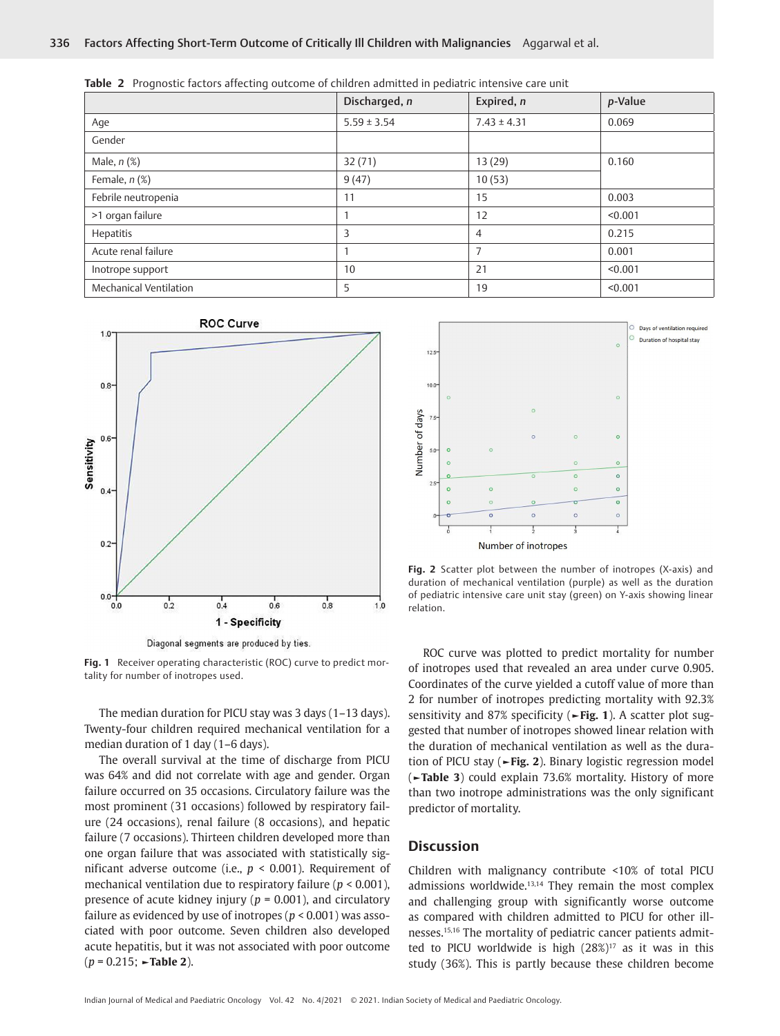**Table 2** Prognostic factors affecting outcome of children admitted in pediatric intensive care unit

| | Discharged, *n* | Expired, *n* | *p*-Value |
|---|---|---|---|
| Age | 5.59 ± 3.54 | 7.43 ± 4.31 | 0.069 |
| Gender | | | |
| Male, *n* (%) | 32 (71) | 13 (29) | 0.160 |
| Female, *n* (%) | 9 (47) | 10 (53) | |
| Febrile neutropenia | 11 | 15 | 0.003 |
| >1 organ failure | 1 | 12 | <0.001 |
| Hepatitis | 3 | 4 | 0.215 |
| Acute renal failure | 1 | 7 | 0.001 |
| Inotrope support | 10 | 21 | <0.001 |
| Mechanical Ventilation | 5 | 19 | <0.001 |

**Fig. 1** Receiver operating characteristic (ROC) curve to predict mortality for number of inotropes used.

**Fig. 2** Scatter plot between the number of inotropes (X-axis) and duration of mechanical ventilation (purple) as well as the duration of pediatric intensive care unit stay (green) on Y-axis showing linear relation.

The median duration for PICU stay was 3 days (1–13 days). Twenty-four children required mechanical ventilation for a median duration of 1 day (1–6 days).

The overall survival at the time of discharge from PICU was 64% and did not correlate with age and gender. Organ failure occurred on 35 occasions. Circulatory failure was the most prominent (31 occasions) followed by respiratory failure (24 occasions), renal failure (8 occasions), and hepatic failure (7 occasions). Thirteen children developed more than one organ failure that was associated with statistically significant adverse outcome (i.e., $p < 0.001$). Requirement of mechanical ventilation due to respiratory failure ($p < 0.001$), presence of acute kidney injury ($p = 0.001$), and circulatory failure as evidenced by use of inotropes ($p < 0.001$) was associated with poor outcome. Seven children also developed acute hepatitis, but it was not associated with poor outcome ($p = 0.215$; ►**Table 2**).

ROC curve was plotted to predict mortality for number of inotropes used that revealed an area under curve 0.905. Coordinates of the curve yielded a cutoff value of more than 2 for number of inotropes predicting mortality with 92.3% sensitivity and 87% specificity (►**Fig. 1**). A scatter plot suggested that number of inotropes showed linear relation with the duration of mechanical ventilation as well as the duration of PICU stay (►**Fig. 2**). Binary logistic regression model (►**Table 3**) could explain 73.6% mortality. History of more than two inotrope administrations was the only significant predictor of mortality.

## Discussion

Children with malignancy contribute <10% of total PICU admissions worldwide.[13,14] They remain the most complex and challenging group with significantly worse outcome as compared with children admitted to PICU for other illnesses.[15,16] The mortality of pediatric cancer patients admitted to PICU worldwide is high (28%)[17] as it was in this study (36%). This is partly because these children become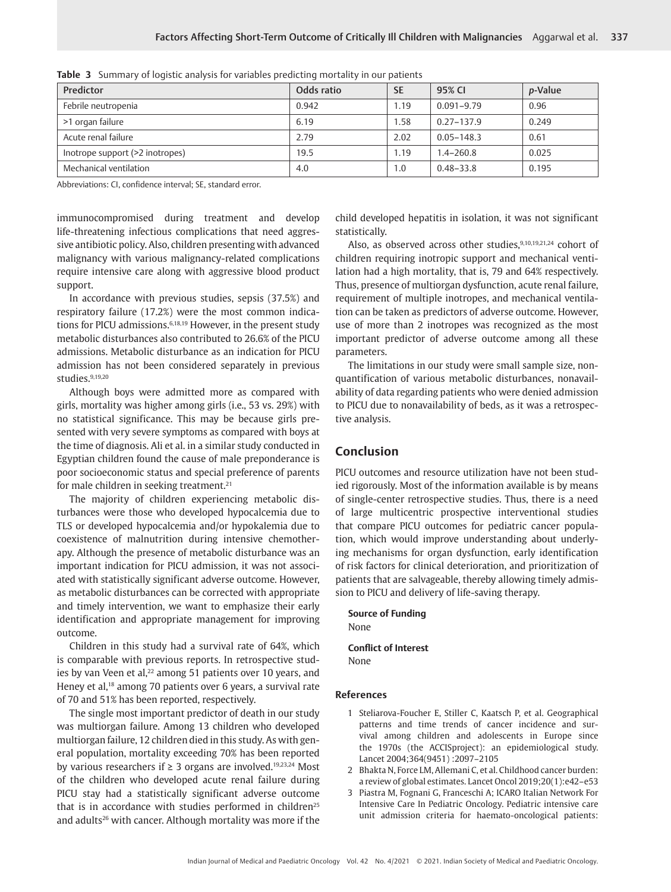**Table 3** Summary of logistic analysis for variables predicting mortality in our patients

| Predictor | Odds ratio | SE | 95% CI | *p*-Value |
|---|---|---|---|---|
| Febrile neutropenia | 0.942 | 1.19 | 0.091–9.79 | 0.96 |
| >1 organ failure | 6.19 | 1.58 | 0.27–137.9 | 0.249 |
| Acute renal failure | 2.79 | 2.02 | 0.05–148.3 | 0.61 |
| Inotrope support (>2 inotropes) | 19.5 | 1.19 | 1.4–260.8 | 0.025 |
| Mechanical ventilation | 4.0 | 1.0 | 0.48–33.8 | 0.195 |

Abbreviations: CI, confidence interval; SE, standard error.

immunocompromised during treatment and develop life-threatening infectious complications that need aggressive antibiotic policy. Also, children presenting with advanced malignancy with various malignancy-related complications require intensive care along with aggressive blood product support.

In accordance with previous studies, sepsis (37.5%) and respiratory failure (17.2%) were the most common indications for PICU admissions.[6,18,19] However, in the present study metabolic disturbances also contributed to 26.6% of the PICU admissions. Metabolic disturbance as an indication for PICU admission has not been considered separately in previous studies.[9,19,20]

Although boys were admitted more as compared with girls, mortality was higher among girls (i.e., 53 vs. 29%) with no statistical significance. This may be because girls presented with very severe symptoms as compared with boys at the time of diagnosis. Ali et al. in a similar study conducted in Egyptian children found the cause of male preponderance is poor socioeconomic status and special preference of parents for male children in seeking treatment.[21]

The majority of children experiencing metabolic disturbances were those who developed hypocalcemia due to TLS or developed hypocalcemia and/or hypokalemia due to coexistence of malnutrition during intensive chemotherapy. Although the presence of metabolic disturbance was an important indication for PICU admission, it was not associated with statistically significant adverse outcome. However, as metabolic disturbances can be corrected with appropriate and timely intervention, we want to emphasize their early identification and appropriate management for improving outcome.

Children in this study had a survival rate of 64%, which is comparable with previous reports. In retrospective studies by van Veen et al,[22] among 51 patients over 10 years, and Heney et al,[18] among 70 patients over 6 years, a survival rate of 70 and 51% has been reported, respectively.

The single most important predictor of death in our study was multiorgan failure. Among 13 children who developed multiorgan failure, 12 children died in this study. As with general population, mortality exceeding 70% has been reported by various researchers if ≥ 3 organs are involved.[19,23,24] Most of the children who developed acute renal failure during PICU stay had a statistically significant adverse outcome that is in accordance with studies performed in children[25] and adults[26] with cancer. Although mortality was more if the child developed hepatitis in isolation, it was not significant statistically.

Also, as observed across other studies,[9,10,19,21,24] cohort of children requiring inotropic support and mechanical ventilation had a high mortality, that is, 79 and 64% respectively. Thus, presence of multiorgan dysfunction, acute renal failure, requirement of multiple inotropes, and mechanical ventilation can be taken as predictors of adverse outcome. However, use of more than 2 inotropes was recognized as the most important predictor of adverse outcome among all these parameters.

The limitations in our study were small sample size, nonquantification of various metabolic disturbances, nonavailability of data regarding patients who were denied admission to PICU due to nonavailability of beds, as it was a retrospective analysis.

## Conclusion

PICU outcomes and resource utilization have not been studied rigorously. Most of the information available is by means of single-center retrospective studies. Thus, there is a need of large multicentric prospective interventional studies that compare PICU outcomes for pediatric cancer population, which would improve understanding about underlying mechanisms for organ dysfunction, early identification of risk factors for clinical deterioration, and prioritization of patients that are salvageable, thereby allowing timely admission to PICU and delivery of life-saving therapy.

**Source of Funding**
None

**Conflict of Interest**
None

### References

1. Steliarova-Foucher E, Stiller C, Kaatsch P, et al. Geographical patterns and time trends of cancer incidence and survival among children and adolescents in Europe since the 1970s (the ACCISproject): an epidemiological study. Lancet 2004;364(9451) :2097–2105
2. Bhakta N, Force LM, Allemani C, et al. Childhood cancer burden: a review of global estimates. Lancet Oncol 2019;20(1):e42–e53
3. Piastra M, Fognani G, Franceschi A; ICARO Italian Network For Intensive Care In Pediatric Oncology. Pediatric intensive care unit admission criteria for haemato-oncological patients: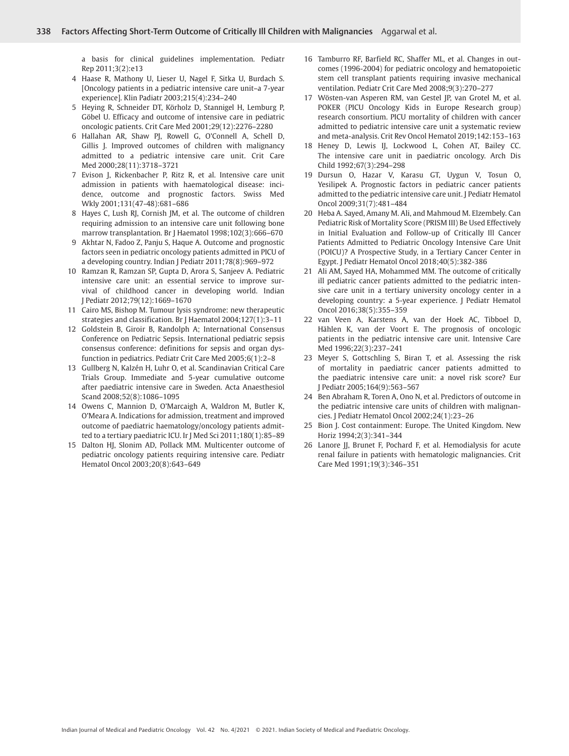a basis for clinical guidelines implementation. Pediatr Rep 2011;3(2):e13

4 Haase R, Mathony U, Lieser U, Nagel F, Sitka U, Burdach S. [Oncology patients in a pediatric intensive care unit–a 7-year experience]. Klin Padiatr 2003;215(4):234–240

5 Heying R, Schneider DT, Körholz D, Stannigel H, Lemburg P, Göbel U. Efficacy and outcome of intensive care in pediatric oncologic patients. Crit Care Med 2001;29(12):2276–2280

6 Hallahan AR, Shaw PJ, Rowell G, O'Connell A, Schell D, Gillis J. Improved outcomes of children with malignancy admitted to a pediatric intensive care unit. Crit Care Med 2000;28(11):3718–3721

7 Evison J, Rickenbacher P, Ritz R, et al. Intensive care unit admission in patients with haematological disease: incidence, outcome and prognostic factors. Swiss Med Wkly 2001;131(47-48):681–686

8 Hayes C, Lush RJ, Cornish JM, et al. The outcome of children requiring admission to an intensive care unit following bone marrow transplantation. Br J Haematol 1998;102(3):666–670

9 Akhtar N, Fadoo Z, Panju S, Haque A. Outcome and prognostic factors seen in pediatric oncology patients admitted in PICU of a developing country. Indian J Pediatr 2011;78(8):969–972

10 Ramzan R, Ramzan SP, Gupta D, Arora S, Sanjeev A. Pediatric intensive care unit: an essential service to improve survival of childhood cancer in developing world. Indian J Pediatr 2012;79(12):1669–1670

11 Cairo MS, Bishop M. Tumour lysis syndrome: new therapeutic strategies and classification. Br J Haematol 2004;127(1):3–11

12 Goldstein B, Giroir B, Randolph A; International Consensus Conference on Pediatric Sepsis. International pediatric sepsis consensus conference: definitions for sepsis and organ dysfunction in pediatrics. Pediatr Crit Care Med 2005;6(1):2–8

13 Gullberg N, Kalzén H, Luhr O, et al. Scandinavian Critical Care Trials Group. Immediate and 5-year cumulative outcome after paediatric intensive care in Sweden. Acta Anaesthesiol Scand 2008;52(8):1086–1095

14 Owens C, Mannion D, O'Marcaigh A, Waldron M, Butler K, O'Meara A. Indications for admission, treatment and improved outcome of paediatric haematology/oncology patients admitted to a tertiary paediatric ICU. Ir J Med Sci 2011;180(1):85–89

15 Dalton HJ, Slonim AD, Pollack MM. Multicenter outcome of pediatric oncology patients requiring intensive care. Pediatr Hematol Oncol 2003;20(8):643–649

16 Tamburro RF, Barfield RC, Shaffer ML, et al. Changes in outcomes (1996-2004) for pediatric oncology and hematopoietic stem cell transplant patients requiring invasive mechanical ventilation. Pediatr Crit Care Med 2008;9(3):270–277

17 Wösten-van Asperen RM, van Gestel JP, van Grotel M, et al. POKER (PICU Oncology Kids in Europe Research group) research consortium. PICU mortality of children with cancer admitted to pediatric intensive care unit a systematic review and meta-analysis. Crit Rev Oncol Hematol 2019;142:153–163

18 Heney D, Lewis IJ, Lockwood L, Cohen AT, Bailey CC. The intensive care unit in paediatric oncology. Arch Dis Child 1992;67(3):294–298

19 Dursun O, Hazar V, Karasu GT, Uygun V, Tosun O, Yesilipek A. Prognostic factors in pediatric cancer patients admitted to the pediatric intensive care unit. J Pediatr Hematol Oncol 2009;31(7):481–484

20 Heba A. Sayed, Amany M. Ali, and Mahmoud M. Elzembely. Can Pediatric Risk of Mortality Score (PRISM III) Be Used Effectively in Initial Evaluation and Follow-up of Critically Ill Cancer Patients Admitted to Pediatric Oncology Intensive Care Unit (POICU)? A Prospective Study, in a Tertiary Cancer Center in Egypt. J Pediatr Hematol Oncol 2018;40(5):382-386

21 Ali AM, Sayed HA, Mohammed MM. The outcome of critically ill pediatric cancer patients admitted to the pediatric intensive care unit in a tertiary university oncology center in a developing country: a 5-year experience. J Pediatr Hematol Oncol 2016;38(5):355–359

22 van Veen A, Karstens A, van der Hoek AC, Tibboel D, Hählen K, van der Voort E. The prognosis of oncologic patients in the pediatric intensive care unit. Intensive Care Med 1996;22(3):237–241

23 Meyer S, Gottschling S, Biran T, et al. Assessing the risk of mortality in paediatric cancer patients admitted to the paediatric intensive care unit: a novel risk score? Eur J Pediatr 2005;164(9):563–567

24 Ben Abraham R, Toren A, Ono N, et al. Predictors of outcome in the pediatric intensive care units of children with malignancies. J Pediatr Hematol Oncol 2002;24(1):23–26

25 Bion J. Cost containment: Europe. The United Kingdom. New Horiz 1994;2(3):341–344

26 Lanore JJ, Brunet F, Pochard F, et al. Hemodialysis for acute renal failure in patients with hematologic malignancies. Crit Care Med 1991;19(3):346–351